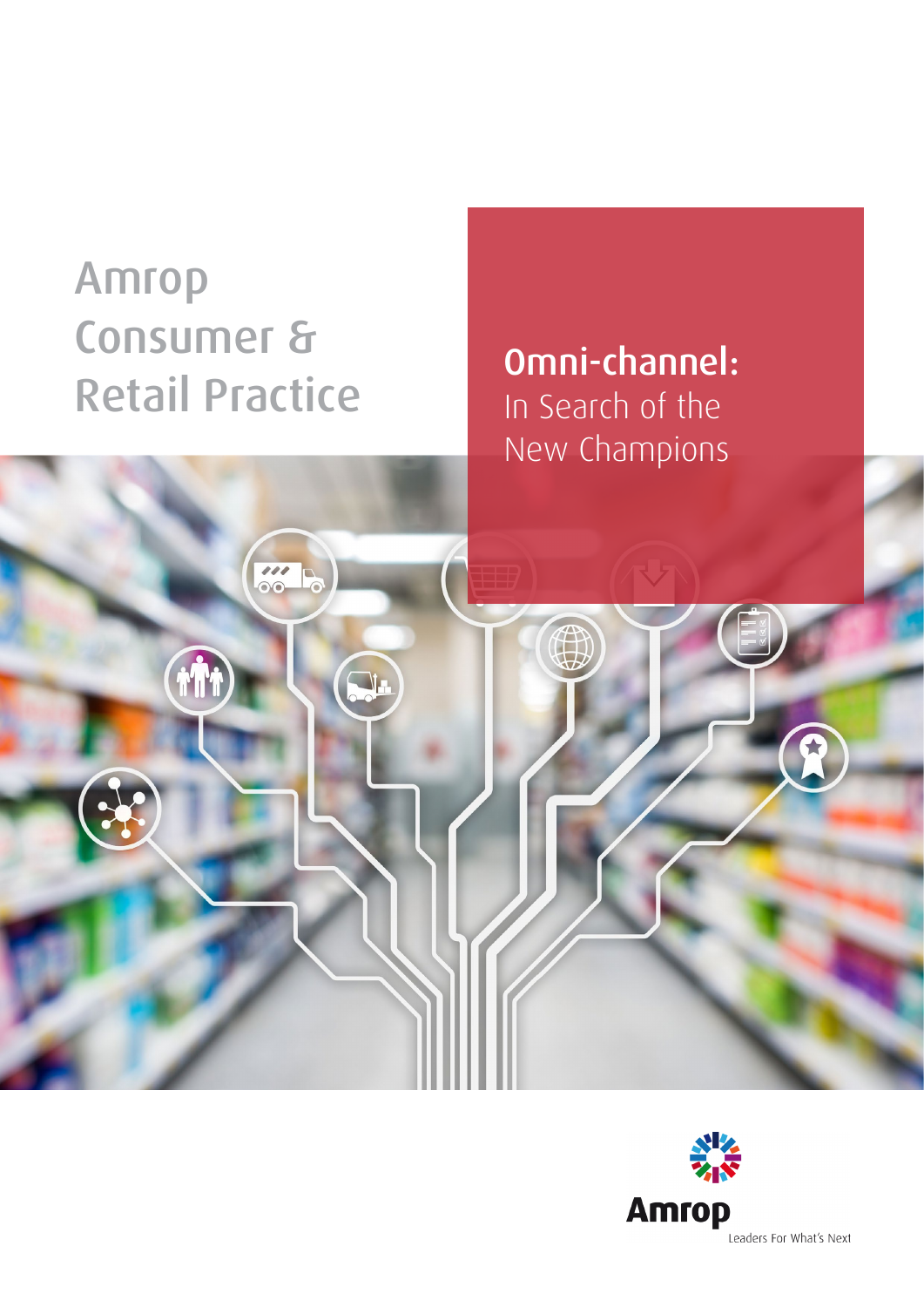# Amrop Consumer & Retail Practice

## Omni-channel: In Search of the New Champions

Amrop

Leaders For What's Next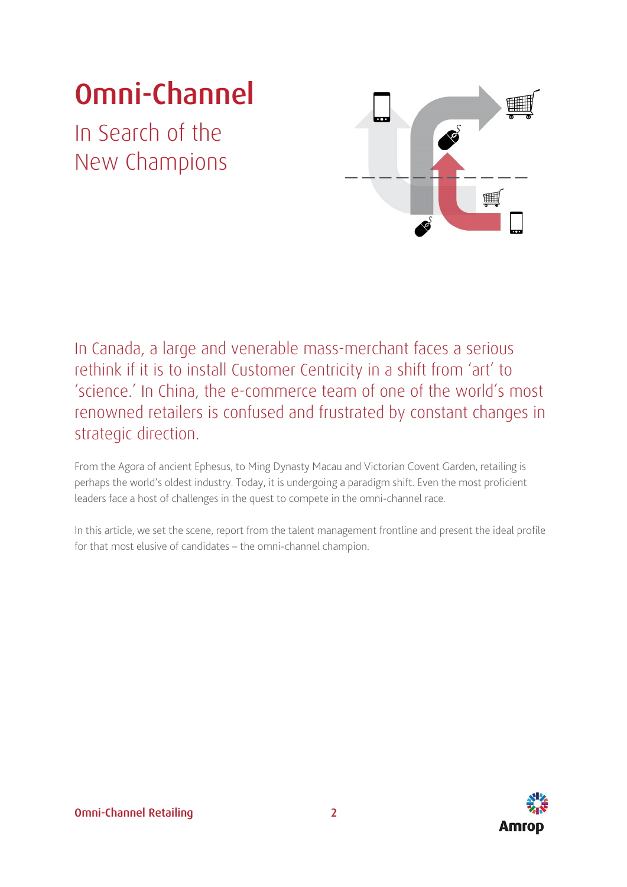# Omni-Channel

## In Search of the New Champions

In Canada, a large and venerable mass-merchant faces a serious rethink if it is to install Customer Centricity in a shift from 'art' to 'science.' In China, the e-commerce team of one of the world's most renowned retailers is confused and frustrated by constant changes in strategic direction.

From the Agora of ancient Ephesus, to Ming Dynasty Macau and Victorian Covent Garden, retailing is perhaps the world's oldest industry. Today, it is undergoing a paradigm shift. Even the most proficient leaders face a host of challenges in the quest to compete in the omni-channel race.

In this article, we set the scene, report from the talent management frontline and present the ideal profile for that most elusive of candidates – the omni-channel champion.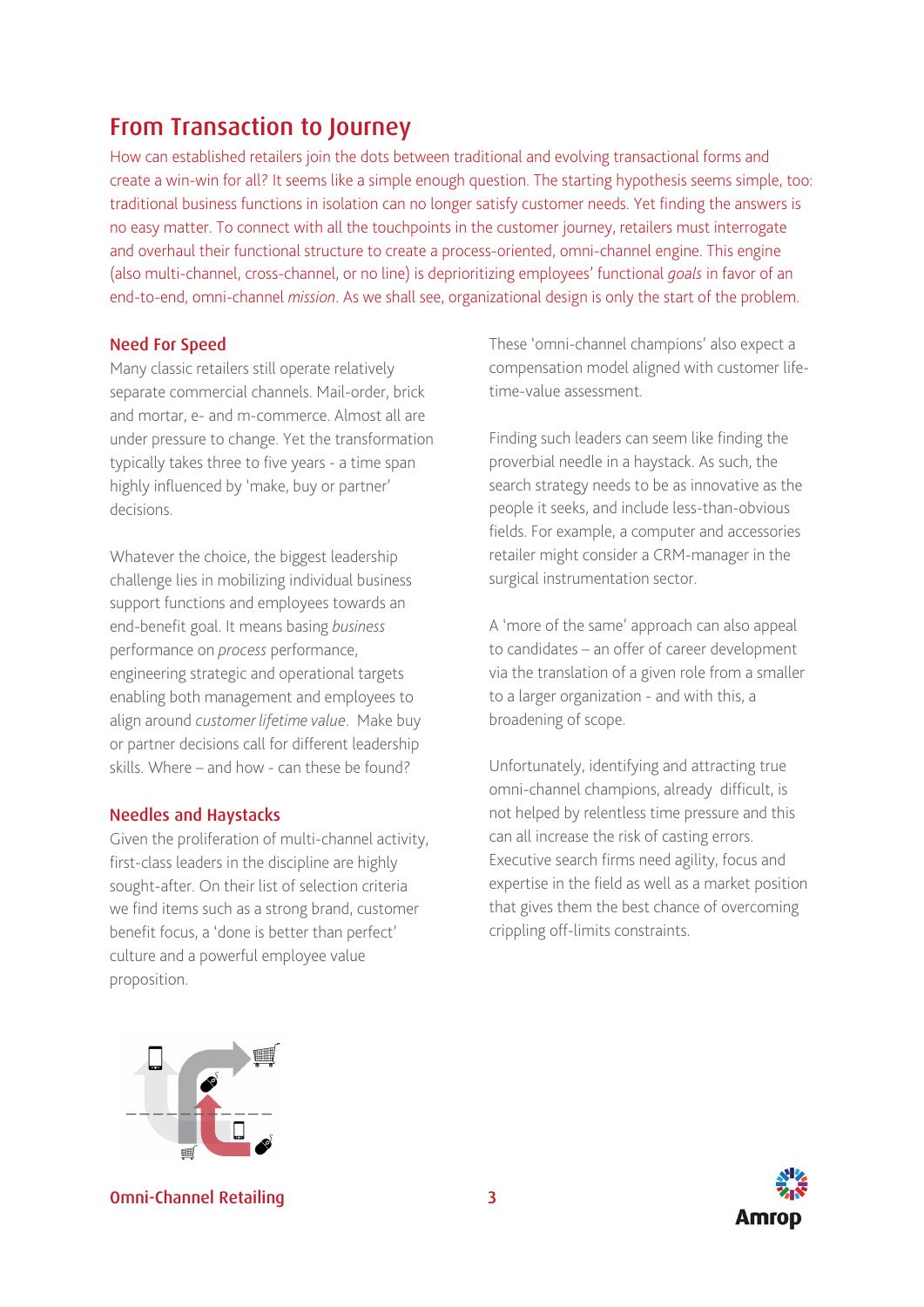# From Transaction to Journey

How can established retailers join the dots between traditional and evolving transactional forms and create a win-win for all? It seems like a simple enough question. The starting hypothesis seems simple, too: traditional business functions in isolation can no longer satisfy customer needs. Yet finding the answers is no easy matter. To connect with all the touchpoints in the customer journey, retailers must interrogate and overhaul their functional structure to create a process-oriented, omni-channel engine. This engine (also multi-channel, cross-channel, or no line) is deprioritizing employees' functional *goals* in favor of an end-to-end, omni-channel *mission*. As we shall see, organizational design is only the start of the problem.

## Need For Speed

Many classic retailers still operate relatively separate commercial channels. Mail-order, brick and mortar, e- and m-commerce. Almost all are under pressure to change. Yet the transformation typically takes three to five years - a time span highly influenced by 'make, buy or partner' decisions.

Whatever the choice, the biggest leadership challenge lies in mobilizing individual business support functions and employees towards an end-benefit goal. It means basing *business* performance on *process* performance, engineering strategic and operational targets enabling both management and employees to align around *customer lifetime value*. Make buy or partner decisions call for different leadership skills. Where – and how - can these be found?

## Needles and Haystacks

Given the proliferation of multi-channel activity, first-class leaders in the discipline are highly sought-after. On their list of selection criteria we find items such as a strong brand, customer benefit focus, a 'done is better than perfect' culture and a powerful employee value proposition.

These 'omni-channel champions' also expect a compensation model aligned with customer life-time-value assessment.

Finding such leaders can seem like finding the proverbial needle in a haystack. As such, the search strategy needs to be as innovative as the people it seeks, and include less-than-obvious fields. For example, a computer and accessories retailer might consider a CRM-manager in the surgical instrumentation sector.

A 'more of the same' approach can also appeal to candidates – an offer of career development via the translation of a given role from a smaller to a larger organization - and with this, a broadening of scope.

Unfortunately, identifying and attracting true omni-channel champions, already difficult, is not helped by relentless time pressure and this can all increase the risk of casting errors. Executive search firms need agility, focus and expertise in the field as well as a market position that gives them the best chance of overcoming crippling off-limits constraints.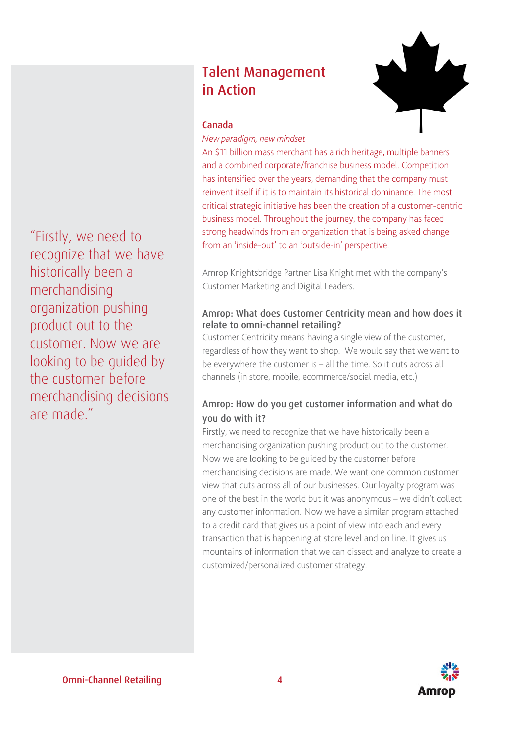## Talent Management in Action

### Canada

*New paradigm, new mindset*

An $11 billion mass merchant has a rich heritage, multiple banners and a combined corporate/franchise business model. Competition has intensified over the years, demanding that the company must reinvent itself if it is to maintain its historical dominance. The most critical strategic initiative has been the creation of a customer-centric business model. Throughout the journey, the company has faced strong headwinds from an organization that is being asked change from an 'inside-out' to an 'outside-in' perspective.

Amrop Knightsbridge Partner Lisa Knight met with the company's Customer Marketing and Digital Leaders.

**Amrop: What does Customer Centricity mean and how does it relate to omni-channel retailing?**

Customer Centricity means having a single view of the customer, regardless of how they want to shop. We would say that we want to be everywhere the customer is – all the time. So it cuts across all channels (in store, mobile, ecommerce/social media, etc.)

**Amrop: How do you get customer information and what do you do with it?**

Firstly, we need to recognize that we have historically been a merchandising organization pushing product out to the customer. Now we are looking to be guided by the customer before merchandising decisions are made. We want one common customer view that cuts across all of our businesses. Our loyalty program was one of the best in the world but it was anonymous – we didn't collect any customer information. Now we have a similar program attached to a credit card that gives us a point of view into each and every transaction that is happening at store level and on line. It gives us mountains of information that we can dissect and analyze to create a customized/personalized customer strategy.

> "Firstly, we need to recognize that we have historically been a merchandising organization pushing product out to the customer. Now we are looking to be guided by the customer before merchandising decisions are made."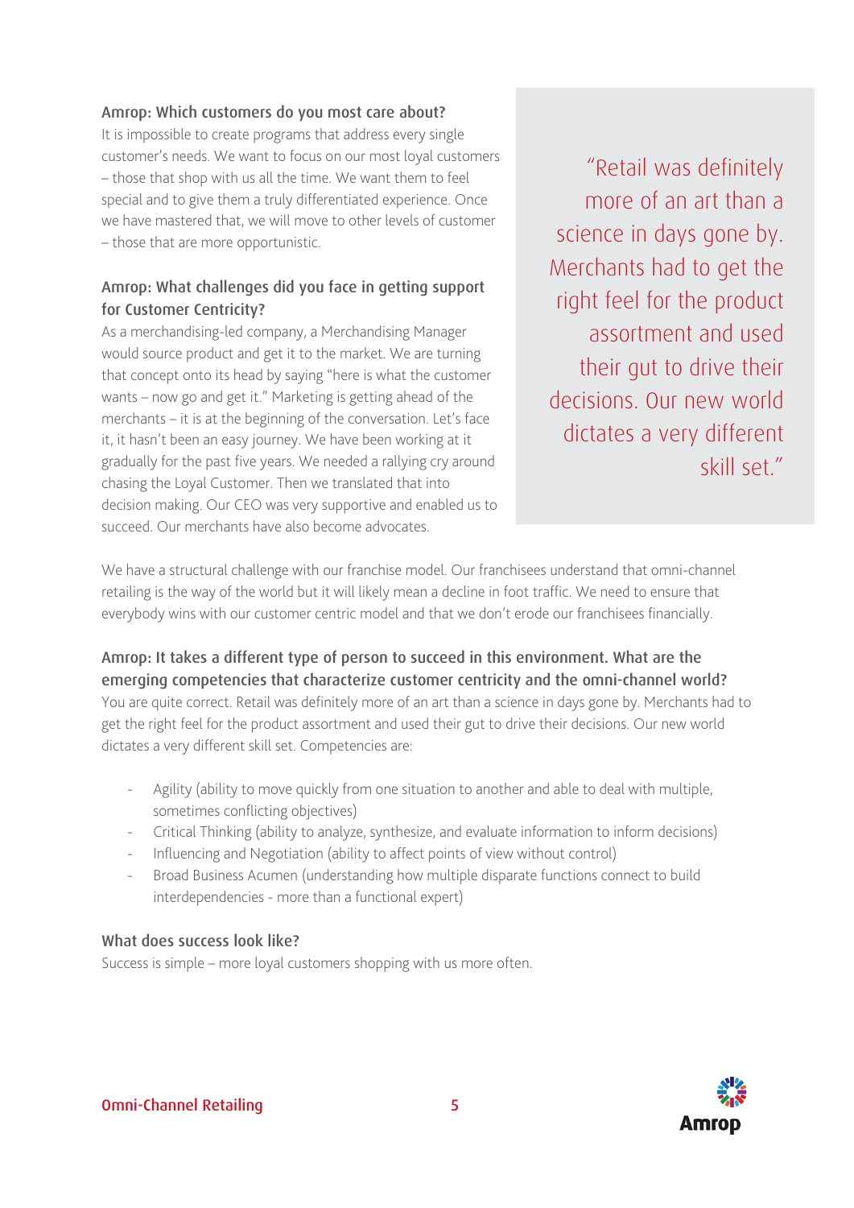**Amrop: Which customers do you most care about?**

It is impossible to create programs that address every single customer's needs. We want to focus on our most loyal customers – those that shop with us all the time. We want them to feel special and to give them a truly differentiated experience. Once we have mastered that, we will move to other levels of customer – those that are more opportunistic.

**Amrop: What challenges did you face in getting support for Customer Centricity?**

As a merchandising-led company, a Merchandising Manager would source product and get it to the market. We are turning that concept onto its head by saying "here is what the customer wants – now go and get it." Marketing is getting ahead of the merchants – it is at the beginning of the conversation. Let's face it, it hasn't been an easy journey. We have been working at it gradually for the past five years. We needed a rallying cry around chasing the Loyal Customer. Then we translated that into decision making. Our CEO was very supportive and enabled us to succeed. Our merchants have also become advocates.

> "Retail was definitely more of an art than a science in days gone by. Merchants had to get the right feel for the product assortment and used their gut to drive their decisions. Our new world dictates a very different skill set."

We have a structural challenge with our franchise model. Our franchisees understand that omni-channel retailing is the way of the world but it will likely mean a decline in foot traffic. We need to ensure that everybody wins with our customer centric model and that we don't erode our franchisees financially.

**Amrop: It takes a different type of person to succeed in this environment. What are the emerging competencies that characterize customer centricity and the omni-channel world?**

You are quite correct. Retail was definitely more of an art than a science in days gone by. Merchants had to get the right feel for the product assortment and used their gut to drive their decisions. Our new world dictates a very different skill set. Competencies are:

- Agility (ability to move quickly from one situation to another and able to deal with multiple, sometimes conflicting objectives)
- Critical Thinking (ability to analyze, synthesize, and evaluate information to inform decisions)
- Influencing and Negotiation (ability to affect points of view without control)
- Broad Business Acumen (understanding how multiple disparate functions connect to build interdependencies - more than a functional expert)

**What does success look like?**

Success is simple – more loyal customers shopping with us more often.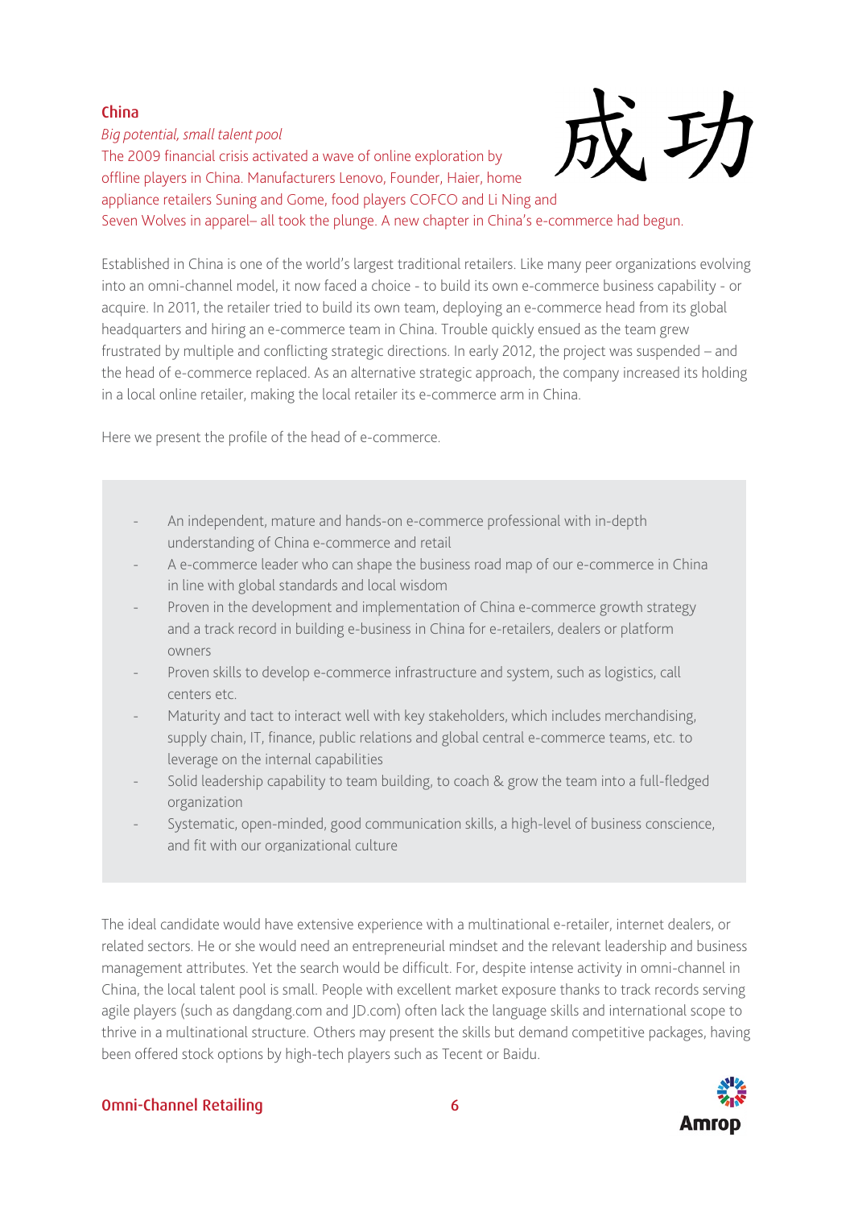## China

*Big potential, small talent pool*

成功

The 2009 financial crisis activated a wave of online exploration by offline players in China. Manufacturers Lenovo, Founder, Haier, home appliance retailers Suning and Gome, food players COFCO and Li Ning and Seven Wolves in apparel– all took the plunge. A new chapter in China's e-commerce had begun.

Established in China is one of the world's largest traditional retailers. Like many peer organizations evolving into an omni-channel model, it now faced a choice - to build its own e-commerce business capability - or acquire. In 2011, the retailer tried to build its own team, deploying an e-commerce head from its global headquarters and hiring an e-commerce team in China. Trouble quickly ensued as the team grew frustrated by multiple and conflicting strategic directions. In early 2012, the project was suspended – and the head of e-commerce replaced. As an alternative strategic approach, the company increased its holding in a local online retailer, making the local retailer its e-commerce arm in China.

Here we present the profile of the head of e-commerce.

- An independent, mature and hands-on e-commerce professional with in-depth understanding of China e-commerce and retail
- A e-commerce leader who can shape the business road map of our e-commerce in China in line with global standards and local wisdom
- Proven in the development and implementation of China e-commerce growth strategy and a track record in building e-business in China for e-retailers, dealers or platform owners
- Proven skills to develop e-commerce infrastructure and system, such as logistics, call centers etc.
- Maturity and tact to interact well with key stakeholders, which includes merchandising, supply chain, IT, finance, public relations and global central e-commerce teams, etc. to leverage on the internal capabilities
- Solid leadership capability to team building, to coach & grow the team into a full-fledged organization
- Systematic, open-minded, good communication skills, a high-level of business conscience, and fit with our organizational culture

The ideal candidate would have extensive experience with a multinational e-retailer, internet dealers, or related sectors. He or she would need an entrepreneurial mindset and the relevant leadership and business management attributes. Yet the search would be difficult. For, despite intense activity in omni-channel in China, the local talent pool is small. People with excellent market exposure thanks to track records serving agile players (such as dangdang.com and JD.com) often lack the language skills and international scope to thrive in a multinational structure. Others may present the skills but demand competitive packages, having been offered stock options by high-tech players such as Tecent or Baidu.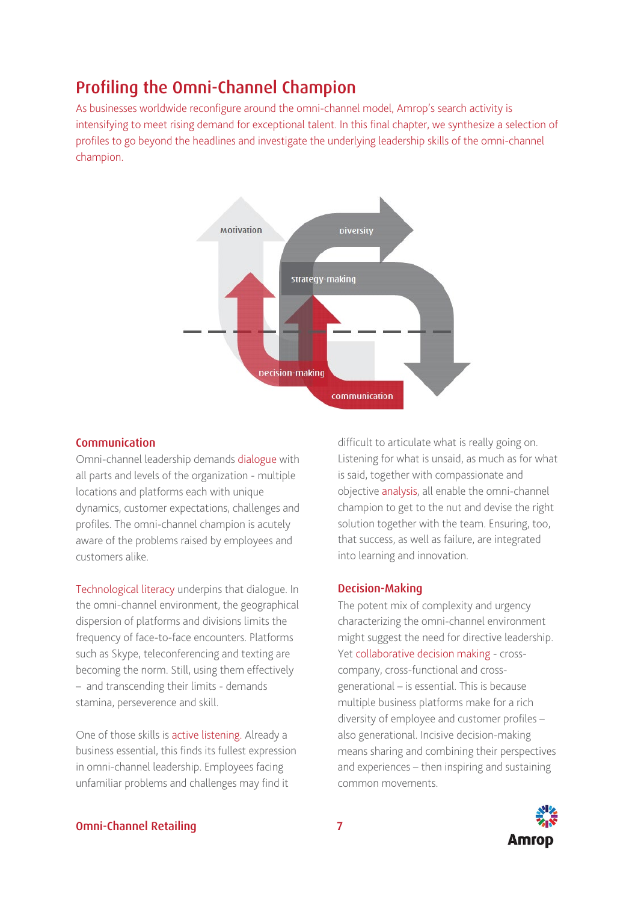# Profiling the Omni-Channel Champion

As businesses worldwide reconfigure around the omni-channel model, Amrop's search activity is intensifying to meet rising demand for exceptional talent. In this final chapter, we synthesize a selection of profiles to go beyond the headlines and investigate the underlying leadership skills of the omni-channel champion.

Motivation

Diversity

Strategy-making

Decision-making

Communication

## Communication

Omni-channel leadership demands dialogue with all parts and levels of the organization - multiple locations and platforms each with unique dynamics, customer expectations, challenges and profiles. The omni-channel champion is acutely aware of the problems raised by employees and customers alike.

Technological literacy underpins that dialogue. In the omni-channel environment, the geographical dispersion of platforms and divisions limits the frequency of face-to-face encounters. Platforms such as Skype, teleconferencing and texting are becoming the norm. Still, using them effectively – and transcending their limits - demands stamina, perseverence and skill.

One of those skills is active listening. Already a business essential, this finds its fullest expression in omni-channel leadership. Employees facing unfamiliar problems and challenges may find it difficult to articulate what is really going on. Listening for what is unsaid, as much as for what is said, together with compassionate and objective analysis, all enable the omni-channel champion to get to the nut and devise the right solution together with the team. Ensuring, too, that success, as well as failure, are integrated into learning and innovation.

## Decision-Making

The potent mix of complexity and urgency characterizing the omni-channel environment might suggest the need for directive leadership. Yet collaborative decision making - cross-company, cross-functional and cross-generational – is essential. This is because multiple business platforms make for a rich diversity of employee and customer profiles – also generational. Incisive decision-making means sharing and combining their perspectives and experiences – then inspiring and sustaining common movements.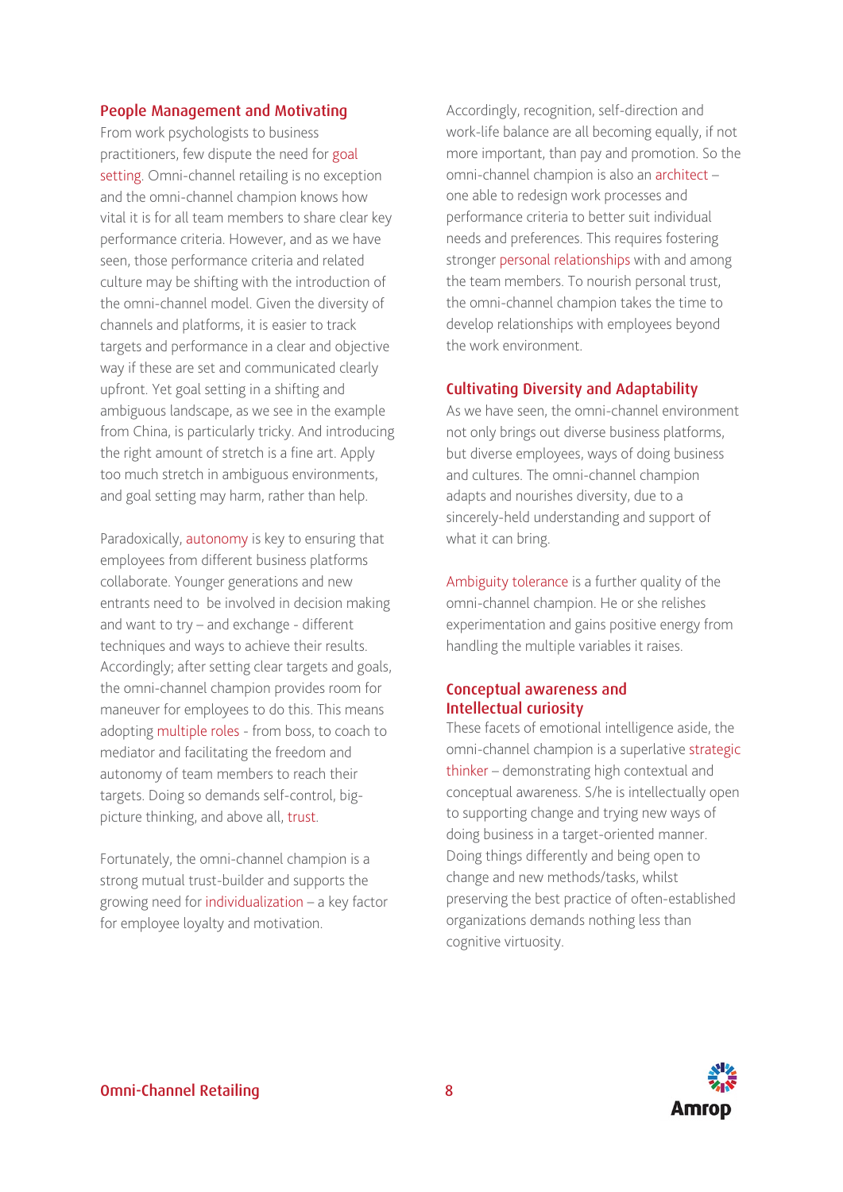## People Management and Motivating

From work psychologists to business practitioners, few dispute the need for goal setting. Omni-channel retailing is no exception and the omni-channel champion knows how vital it is for all team members to share clear key performance criteria. However, and as we have seen, those performance criteria and related culture may be shifting with the introduction of the omni-channel model. Given the diversity of channels and platforms, it is easier to track targets and performance in a clear and objective way if these are set and communicated clearly upfront. Yet goal setting in a shifting and ambiguous landscape, as we see in the example from China, is particularly tricky. And introducing the right amount of stretch is a fine art. Apply too much stretch in ambiguous environments, and goal setting may harm, rather than help.

Paradoxically, autonomy is key to ensuring that employees from different business platforms collaborate. Younger generations and new entrants need to be involved in decision making and want to try – and exchange - different techniques and ways to achieve their results. Accordingly; after setting clear targets and goals, the omni-channel champion provides room for maneuver for employees to do this. This means adopting multiple roles - from boss, to coach to mediator and facilitating the freedom and autonomy of team members to reach their targets. Doing so demands self-control, big-picture thinking, and above all, trust.

Fortunately, the omni-channel champion is a strong mutual trust-builder and supports the growing need for individualization – a key factor for employee loyalty and motivation.

Accordingly, recognition, self-direction and work-life balance are all becoming equally, if not more important, than pay and promotion. So the omni-channel champion is also an architect – one able to redesign work processes and performance criteria to better suit individual needs and preferences. This requires fostering stronger personal relationships with and among the team members. To nourish personal trust, the omni-channel champion takes the time to develop relationships with employees beyond the work environment.

## Cultivating Diversity and Adaptability

As we have seen, the omni-channel environment not only brings out diverse business platforms, but diverse employees, ways of doing business and cultures. The omni-channel champion adapts and nourishes diversity, due to a sincerely-held understanding and support of what it can bring.

Ambiguity tolerance is a further quality of the omni-channel champion. He or she relishes experimentation and gains positive energy from handling the multiple variables it raises.

## Conceptual awareness and Intellectual curiosity

These facets of emotional intelligence aside, the omni-channel champion is a superlative strategic thinker – demonstrating high contextual and conceptual awareness. S/he is intellectually open to supporting change and trying new ways of doing business in a target-oriented manner. Doing things differently and being open to change and new methods/tasks, whilst preserving the best practice of often-established organizations demands nothing less than cognitive virtuosity.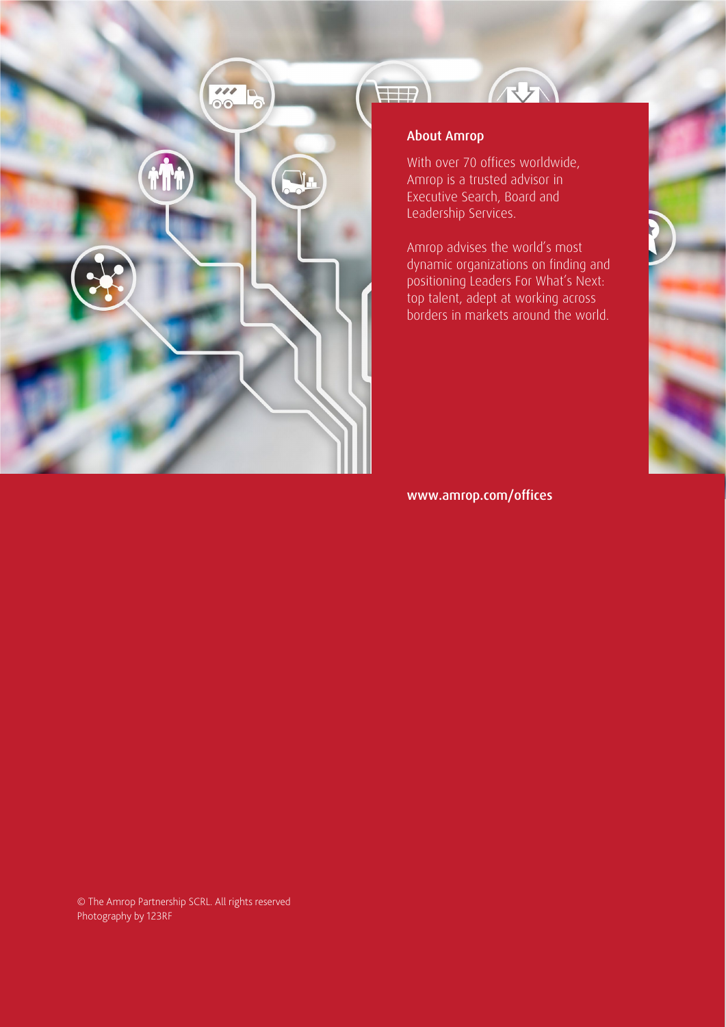## About Amrop

With over 70 offices worldwide, Amrop is a trusted advisor in Executive Search, Board and Leadership Services.

Amrop advises the world's most dynamic organizations on finding and positioning Leaders For What's Next: top talent, adept at working across borders in markets around the world.

**www.amrop.com/offices**

© The Amrop Partnership SCRL. All rights reserved
Photography by 123RF